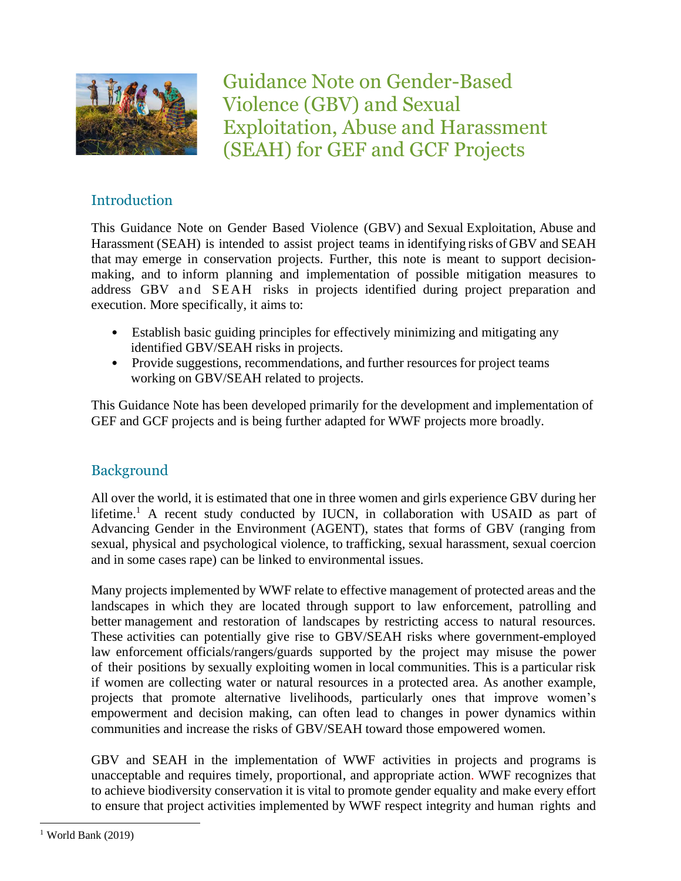# Guidance Note on Gender-Based Violence (GBV) and Sexual Exploitation, Abuse and Harassment (SEAH) for GEF and GCF Projects

## Introduction

This Guidance Note on Gender Based Violence (GBV) and Sexual Exploitation, Abuse and Harassment (SEAH) is intended to assist project teams in identifying risks of GBV and SEAH that may emerge in conservation projects. Further, this note is meant to support decision-making, and to inform planning and implementation of possible mitigation measures to address GBV and SEAH risks in projects identified during project preparation and execution. More specifically, it aims to:

- Establish basic guiding principles for effectively minimizing and mitigating any identified GBV/SEAH risks in projects.
- Provide suggestions, recommendations, and further resources for project teams working on GBV/SEAH related to projects.

This Guidance Note has been developed primarily for the development and implementation of GEF and GCF projects and is being further adapted for WWF projects more broadly.

## Background

All over the world, it is estimated that one in three women and girls experience GBV during her lifetime.[1] A recent study conducted by IUCN, in collaboration with USAID as part of Advancing Gender in the Environment (AGENT), states that forms of GBV (ranging from sexual, physical and psychological violence, to trafficking, sexual harassment, sexual coercion and in some cases rape) can be linked to environmental issues.

Many projects implemented by WWF relate to effective management of protected areas and the landscapes in which they are located through support to law enforcement, patrolling and better management and restoration of landscapes by restricting access to natural resources. These activities can potentially give rise to GBV/SEAH risks where government-employed law enforcement officials/rangers/guards supported by the project may misuse the power of their positions by sexually exploiting women in local communities. This is a particular risk if women are collecting water or natural resources in a protected area. As another example, projects that promote alternative livelihoods, particularly ones that improve women's empowerment and decision making, can often lead to changes in power dynamics within communities and increase the risks of GBV/SEAH toward those empowered women.

GBV and SEAH in the implementation of WWF activities in projects and programs is unacceptable and requires timely, proportional, and appropriate action. WWF recognizes that to achieve biodiversity conservation it is vital to promote gender equality and make every effort to ensure that project activities implemented by WWF respect integrity and human rights and

[1] World Bank (2019)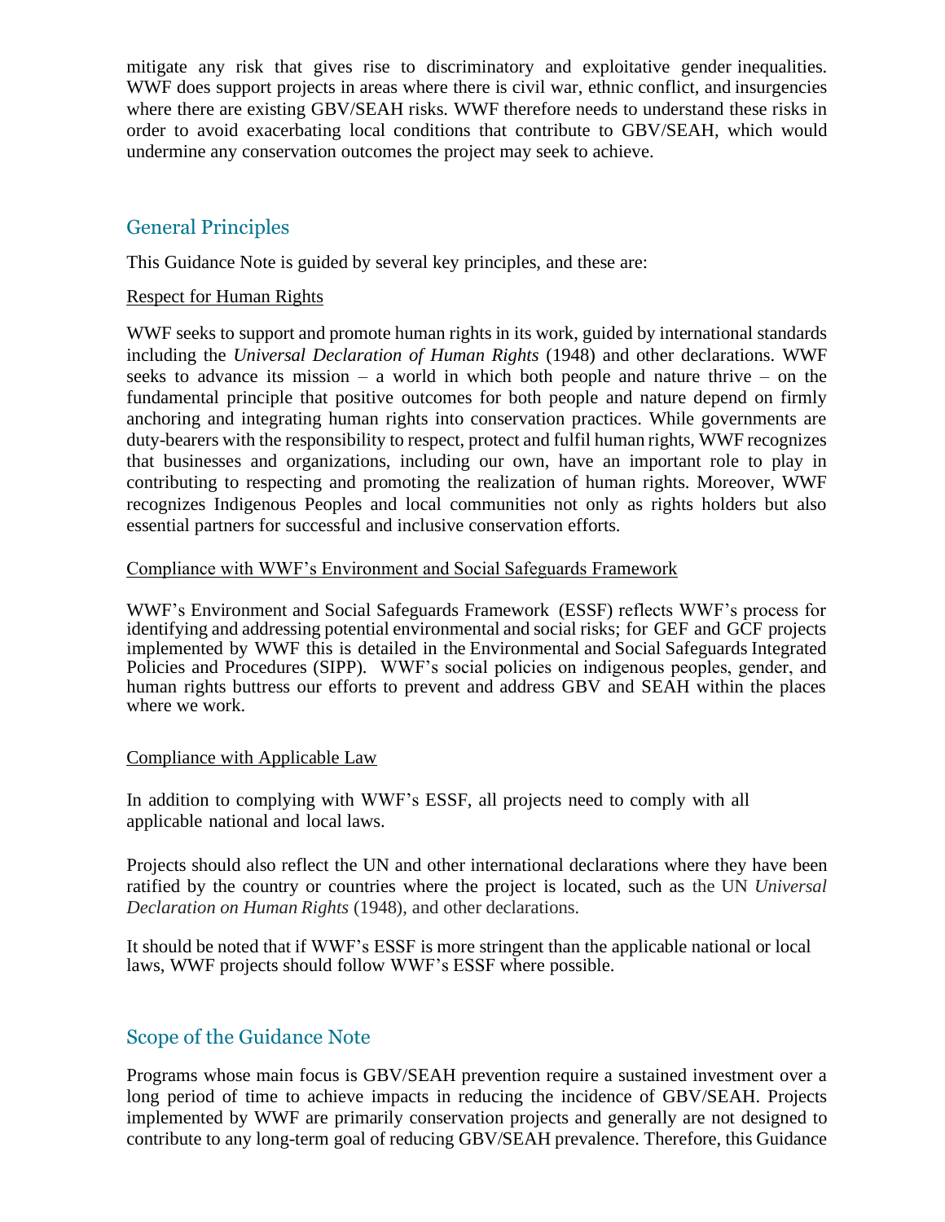mitigate any risk that gives rise to discriminatory and exploitative gender inequalities. WWF does support projects in areas where there is civil war, ethnic conflict, and insurgencies where there are existing GBV/SEAH risks. WWF therefore needs to understand these risks in order to avoid exacerbating local conditions that contribute to GBV/SEAH, which would undermine any conservation outcomes the project may seek to achieve.

## General Principles

This Guidance Note is guided by several key principles, and these are:

<u>Respect for Human Rights</u>

WWF seeks to support and promote human rights in its work, guided by international standards including the *Universal Declaration of Human Rights* (1948) and other declarations. WWF seeks to advance its mission – a world in which both people and nature thrive – on the fundamental principle that positive outcomes for both people and nature depend on firmly anchoring and integrating human rights into conservation practices. While governments are duty-bearers with the responsibility to respect, protect and fulfil human rights, WWF recognizes that businesses and organizations, including our own, have an important role to play in contributing to respecting and promoting the realization of human rights. Moreover, WWF recognizes Indigenous Peoples and local communities not only as rights holders but also essential partners for successful and inclusive conservation efforts.

<u>Compliance with WWF's Environment and Social Safeguards Framework</u>

WWF's Environment and Social Safeguards Framework (ESSF) reflects WWF's process for identifying and addressing potential environmental and social risks; for GEF and GCF projects implemented by WWF this is detailed in the Environmental and Social Safeguards Integrated Policies and Procedures (SIPP). WWF's social policies on indigenous peoples, gender, and human rights buttress our efforts to prevent and address GBV and SEAH within the places where we work.

<u>Compliance with Applicable Law</u>

In addition to complying with WWF's ESSF, all projects need to comply with all applicable national and local laws.

Projects should also reflect the UN and other international declarations where they have been ratified by the country or countries where the project is located, such as the UN *Universal Declaration on Human Rights* (1948), and other declarations.

It should be noted that if WWF's ESSF is more stringent than the applicable national or local laws, WWF projects should follow WWF's ESSF where possible.

## Scope of the Guidance Note

Programs whose main focus is GBV/SEAH prevention require a sustained investment over a long period of time to achieve impacts in reducing the incidence of GBV/SEAH. Projects implemented by WWF are primarily conservation projects and generally are not designed to contribute to any long-term goal of reducing GBV/SEAH prevalence. Therefore, this Guidance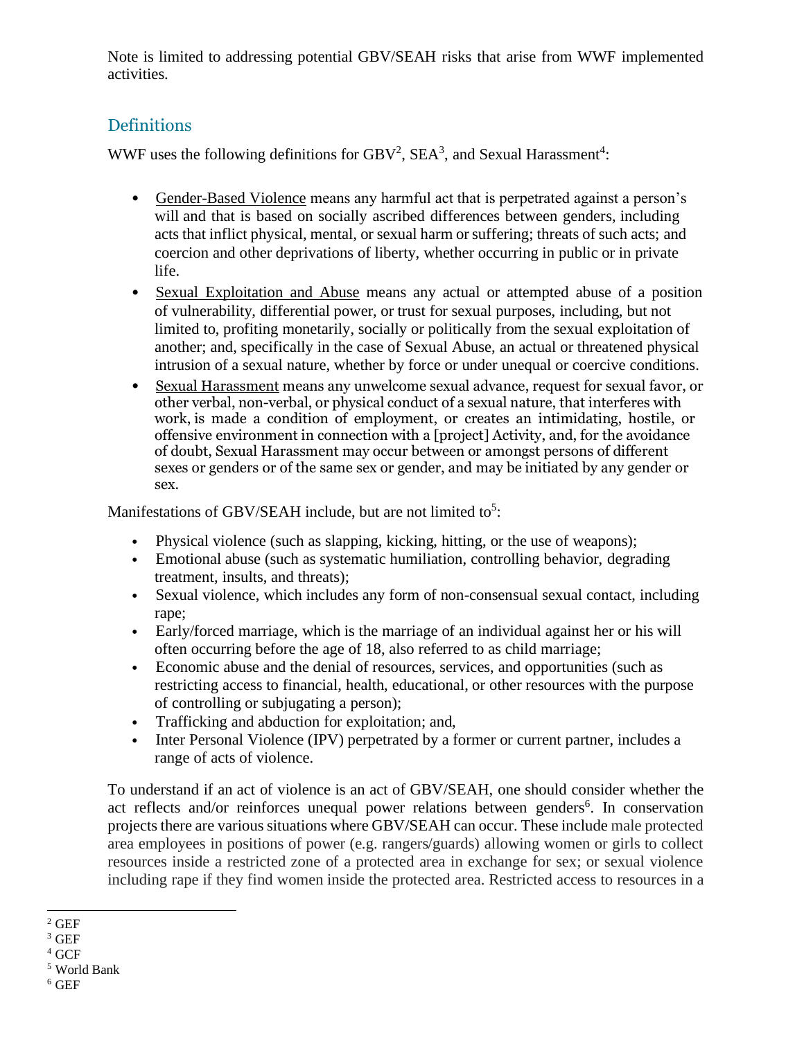Note is limited to addressing potential GBV/SEAH risks that arise from WWF implemented activities.

## Definitions

WWF uses the following definitions for GBV[2], SEA[3], and Sexual Harassment[4]:

- Gender-Based Violence means any harmful act that is perpetrated against a person's will and that is based on socially ascribed differences between genders, including acts that inflict physical, mental, or sexual harm or suffering; threats of such acts; and coercion and other deprivations of liberty, whether occurring in public or in private life.
- Sexual Exploitation and Abuse means any actual or attempted abuse of a position of vulnerability, differential power, or trust for sexual purposes, including, but not limited to, profiting monetarily, socially or politically from the sexual exploitation of another; and, specifically in the case of Sexual Abuse, an actual or threatened physical intrusion of a sexual nature, whether by force or under unequal or coercive conditions.
- Sexual Harassment means any unwelcome sexual advance, request for sexual favor, or other verbal, non-verbal, or physical conduct of a sexual nature, that interferes with work, is made a condition of employment, or creates an intimidating, hostile, or offensive environment in connection with a [project] Activity, and, for the avoidance of doubt, Sexual Harassment may occur between or amongst persons of different sexes or genders or of the same sex or gender, and may be initiated by any gender or sex.

Manifestations of GBV/SEAH include, but are not limited to[5]:

- Physical violence (such as slapping, kicking, hitting, or the use of weapons);
- Emotional abuse (such as systematic humiliation, controlling behavior, degrading treatment, insults, and threats);
- Sexual violence, which includes any form of non-consensual sexual contact, including rape;
- Early/forced marriage, which is the marriage of an individual against her or his will often occurring before the age of 18, also referred to as child marriage;
- Economic abuse and the denial of resources, services, and opportunities (such as restricting access to financial, health, educational, or other resources with the purpose of controlling or subjugating a person);
- Trafficking and abduction for exploitation; and,
- Inter Personal Violence (IPV) perpetrated by a former or current partner, includes a range of acts of violence.

To understand if an act of violence is an act of GBV/SEAH, one should consider whether the act reflects and/or reinforces unequal power relations between genders[6]. In conservation projects there are various situations where GBV/SEAH can occur. These include male protected area employees in positions of power (e.g. rangers/guards) allowing women or girls to collect resources inside a restricted zone of a protected area in exchange for sex; or sexual violence including rape if they find women inside the protected area. Restricted access to resources in a

---

[2] GEF

[3] GEF

[4] GCF

[5] World Bank

[6] GEF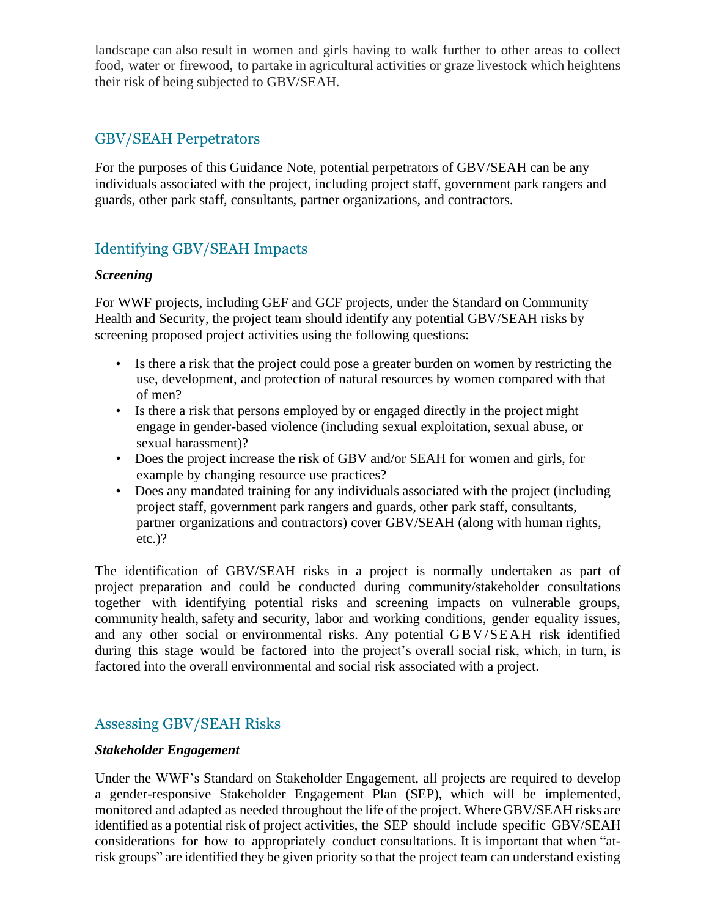landscape can also result in women and girls having to walk further to other areas to collect food, water or firewood, to partake in agricultural activities or graze livestock which heightens their risk of being subjected to GBV/SEAH.

## GBV/SEAH Perpetrators

For the purposes of this Guidance Note, potential perpetrators of GBV/SEAH can be any individuals associated with the project, including project staff, government park rangers and guards, other park staff, consultants, partner organizations, and contractors.

## Identifying GBV/SEAH Impacts

### ***Screening***

For WWF projects, including GEF and GCF projects, under the Standard on Community Health and Security, the project team should identify any potential GBV/SEAH risks by screening proposed project activities using the following questions:

- Is there a risk that the project could pose a greater burden on women by restricting the use, development, and protection of natural resources by women compared with that of men?
- Is there a risk that persons employed by or engaged directly in the project might engage in gender-based violence (including sexual exploitation, sexual abuse, or sexual harassment)?
- Does the project increase the risk of GBV and/or SEAH for women and girls, for example by changing resource use practices?
- Does any mandated training for any individuals associated with the project (including project staff, government park rangers and guards, other park staff, consultants, partner organizations and contractors) cover GBV/SEAH (along with human rights, etc.)?

The identification of GBV/SEAH risks in a project is normally undertaken as part of project preparation and could be conducted during community/stakeholder consultations together with identifying potential risks and screening impacts on vulnerable groups, community health, safety and security, labor and working conditions, gender equality issues, and any other social or environmental risks. Any potential GBV/SEAH risk identified during this stage would be factored into the project's overall social risk, which, in turn, is factored into the overall environmental and social risk associated with a project.

## Assessing GBV/SEAH Risks

### ***Stakeholder Engagement***

Under the WWF's Standard on Stakeholder Engagement, all projects are required to develop a gender-responsive Stakeholder Engagement Plan (SEP), which will be implemented, monitored and adapted as needed throughout the life of the project. Where GBV/SEAH risks are identified as a potential risk of project activities, the SEP should include specific GBV/SEAH considerations for how to appropriately conduct consultations. It is important that when "at-risk groups" are identified they be given priority so that the project team can understand existing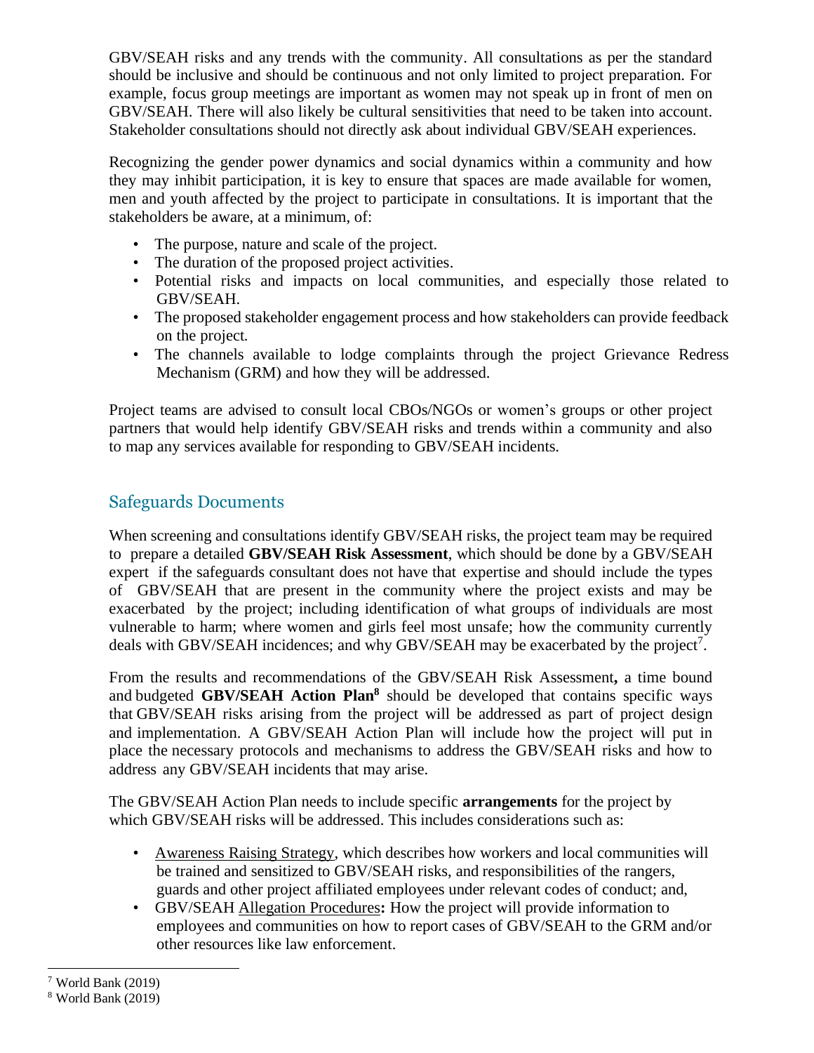GBV/SEAH risks and any trends with the community. All consultations as per the standard should be inclusive and should be continuous and not only limited to project preparation. For example, focus group meetings are important as women may not speak up in front of men on GBV/SEAH. There will also likely be cultural sensitivities that need to be taken into account. Stakeholder consultations should not directly ask about individual GBV/SEAH experiences.

Recognizing the gender power dynamics and social dynamics within a community and how they may inhibit participation, it is key to ensure that spaces are made available for women, men and youth affected by the project to participate in consultations. It is important that the stakeholders be aware, at a minimum, of:

- The purpose, nature and scale of the project.
- The duration of the proposed project activities.
- Potential risks and impacts on local communities, and especially those related to GBV/SEAH.
- The proposed stakeholder engagement process and how stakeholders can provide feedback on the project.
- The channels available to lodge complaints through the project Grievance Redress Mechanism (GRM) and how they will be addressed.

Project teams are advised to consult local CBOs/NGOs or women's groups or other project partners that would help identify GBV/SEAH risks and trends within a community and also to map any services available for responding to GBV/SEAH incidents.

## Safeguards Documents

When screening and consultations identify GBV/SEAH risks, the project team may be required to prepare a detailed **GBV/SEAH Risk Assessment**, which should be done by a GBV/SEAH expert if the safeguards consultant does not have that expertise and should include the types of GBV/SEAH that are present in the community where the project exists and may be exacerbated by the project; including identification of what groups of individuals are most vulnerable to harm; where women and girls feel most unsafe; how the community currently deals with GBV/SEAH incidences; and why GBV/SEAH may be exacerbated by the project[7].

From the results and recommendations of the GBV/SEAH Risk Assessment**,** a time bound and budgeted **GBV/SEAH Action Plan[8]** should be developed that contains specific ways that GBV/SEAH risks arising from the project will be addressed as part of project design and implementation. A GBV/SEAH Action Plan will include how the project will put in place the necessary protocols and mechanisms to address the GBV/SEAH risks and how to address any GBV/SEAH incidents that may arise.

The GBV/SEAH Action Plan needs to include specific **arrangements** for the project by which GBV/SEAH risks will be addressed. This includes considerations such as:

- Awareness Raising Strategy, which describes how workers and local communities will be trained and sensitized to GBV/SEAH risks, and responsibilities of the rangers, guards and other project affiliated employees under relevant codes of conduct; and,
- GBV/SEAH Allegation Procedures**:** How the project will provide information to employees and communities on how to report cases of GBV/SEAH to the GRM and/or other resources like law enforcement.

---

[7] World Bank (2019)

[8] World Bank (2019)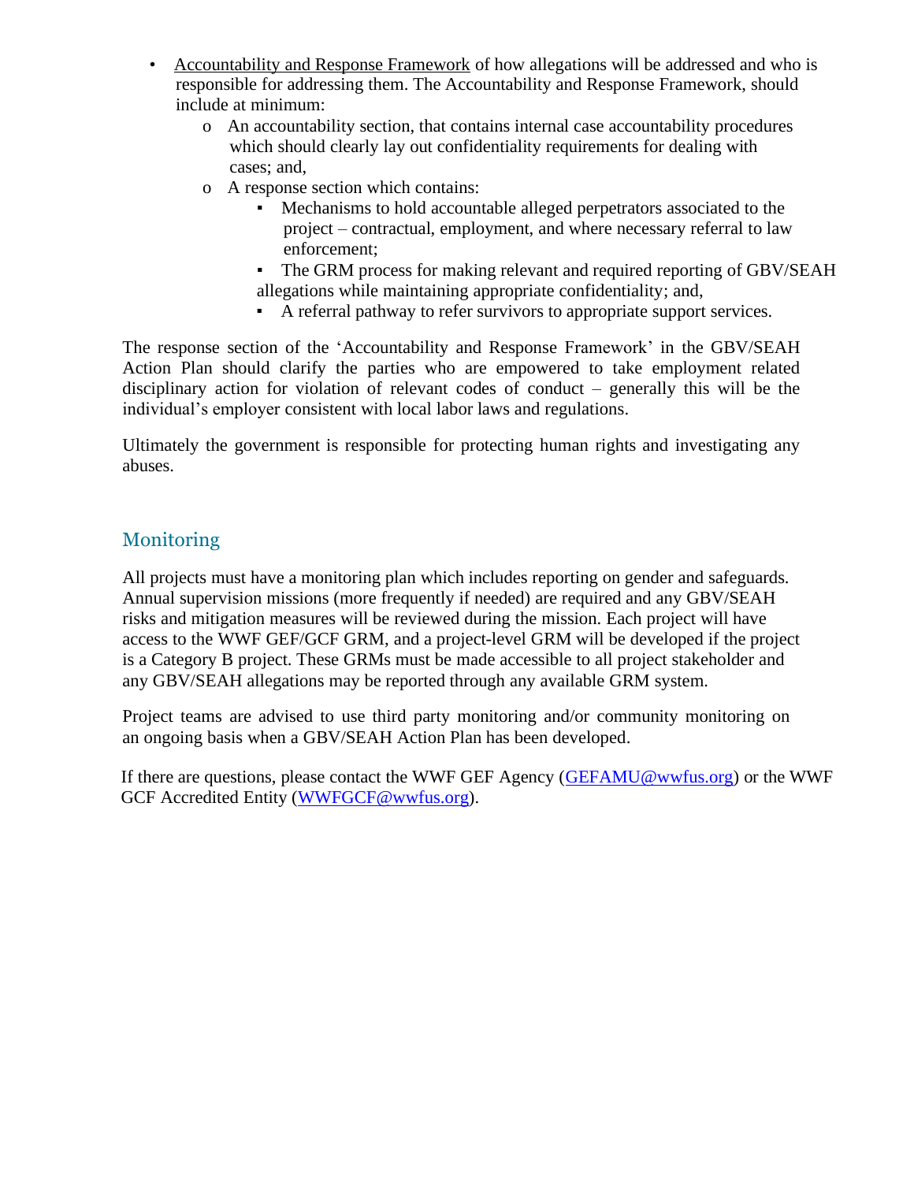- Accountability and Response Framework of how allegations will be addressed and who is responsible for addressing them. The Accountability and Response Framework, should include at minimum:
  - An accountability section, that contains internal case accountability procedures which should clearly lay out confidentiality requirements for dealing with cases; and,
  - A response section which contains:
    - Mechanisms to hold accountable alleged perpetrators associated to the project – contractual, employment, and where necessary referral to law enforcement;
    - The GRM process for making relevant and required reporting of GBV/SEAH allegations while maintaining appropriate confidentiality; and,
    - A referral pathway to refer survivors to appropriate support services.

The response section of the 'Accountability and Response Framework' in the GBV/SEAH Action Plan should clarify the parties who are empowered to take employment related disciplinary action for violation of relevant codes of conduct – generally this will be the individual's employer consistent with local labor laws and regulations.

Ultimately the government is responsible for protecting human rights and investigating any abuses.

## Monitoring

All projects must have a monitoring plan which includes reporting on gender and safeguards. Annual supervision missions (more frequently if needed) are required and any GBV/SEAH risks and mitigation measures will be reviewed during the mission. Each project will have access to the WWF GEF/GCF GRM, and a project-level GRM will be developed if the project is a Category B project. These GRMs must be made accessible to all project stakeholder and any GBV/SEAH allegations may be reported through any available GRM system.

Project teams are advised to use third party monitoring and/or community monitoring on an ongoing basis when a GBV/SEAH Action Plan has been developed.

If there are questions, please contact the WWF GEF Agency (GEFAMU@wwfus.org) or the WWF GCF Accredited Entity (WWFGCF@wwfus.org).